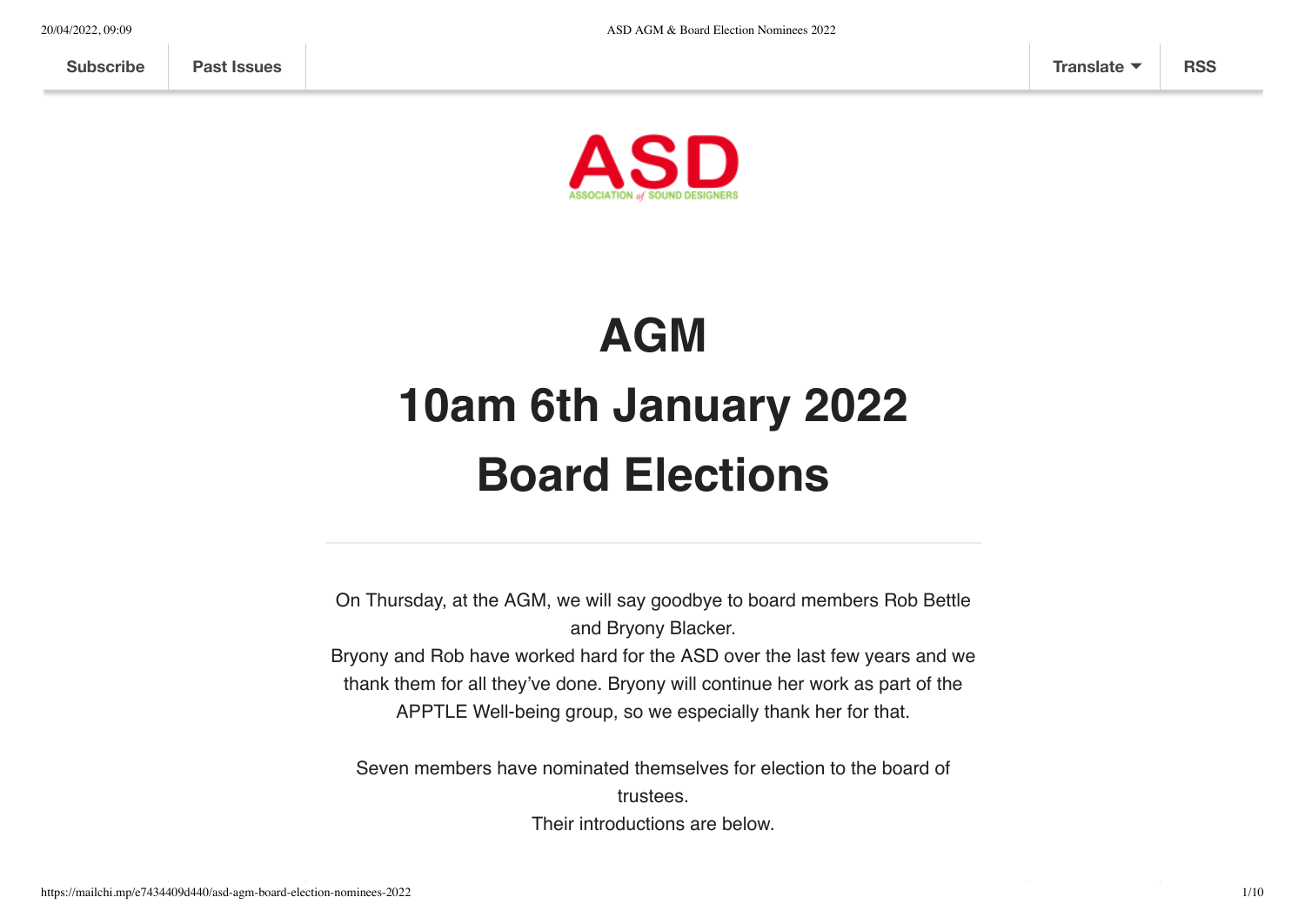# AGM
# 10am 6th January 2022
# Board Elections

---

On Thursday, at the AGM, we will say goodbye to board members Rob Bettle and Bryony Blacker.
Bryony and Rob have worked hard for the ASD over the last few years and we thank them for all they've done. Bryony will continue her work as part of the APPTLE Well-being group, so we especially thank her for that.

Seven members have nominated themselves for election to the board of trustees.
Their introductions are below.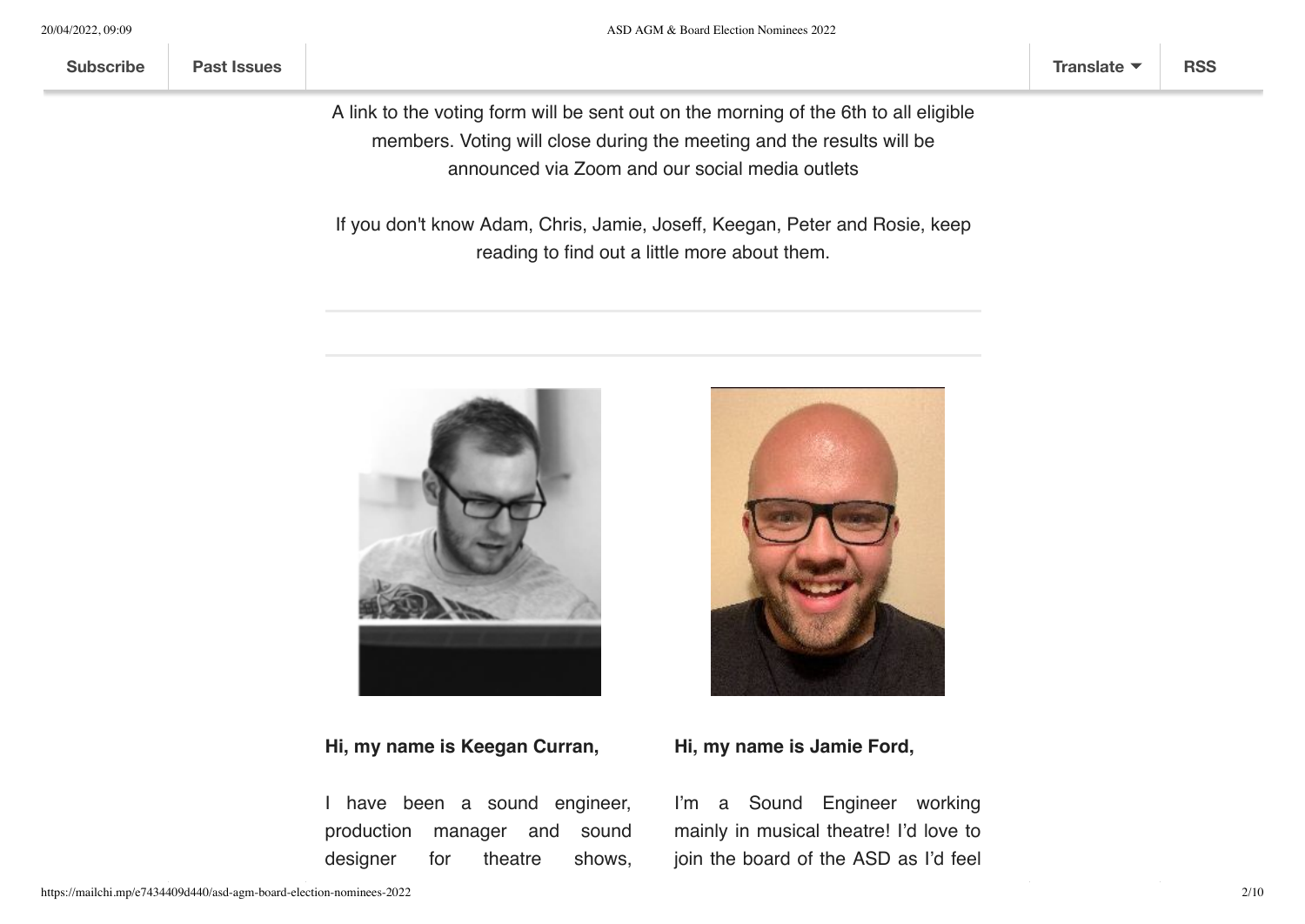A link to the voting form will be sent out on the morning of the 6th to all eligible members. Voting will close during the meeting and the results will be announced via Zoom and our social media outlets

If you don't know Adam, Chris, Jamie, Joseff, Keegan, Peter and Rosie, keep reading to find out a little more about them.

---

**Hi, my name is Keegan Curran,**

I have been a sound engineer, production manager and sound designer for theatre shows,

**Hi, my name is Jamie Ford,**

I'm a Sound Engineer working mainly in musical theatre! I'd love to join the board of the ASD as I'd feel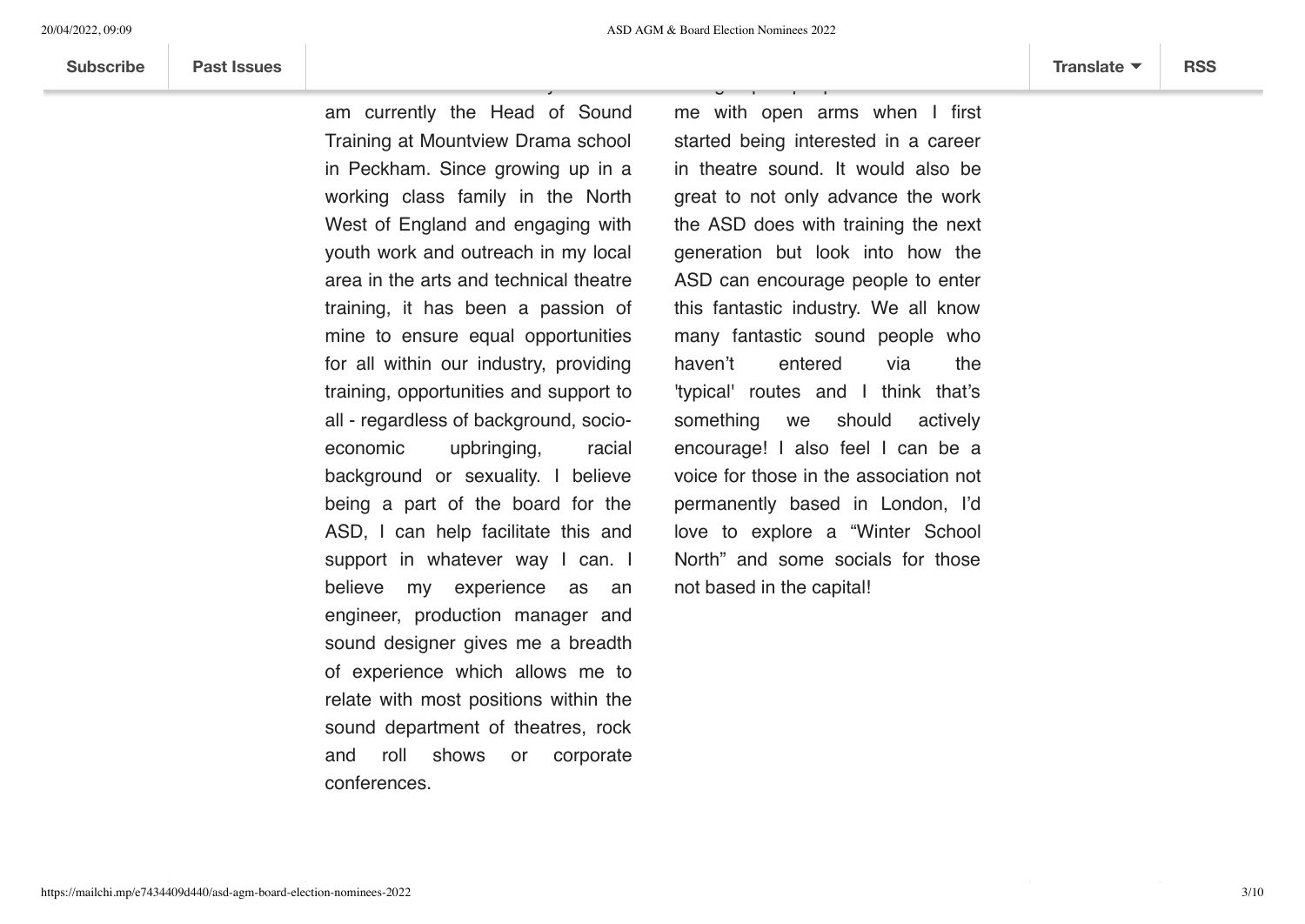am currently the Head of Sound Training at Mountview Drama school in Peckham. Since growing up in a working class family in the North West of England and engaging with youth work and outreach in my local area in the arts and technical theatre training, it has been a passion of mine to ensure equal opportunities for all within our industry, providing training, opportunities and support to all - regardless of background, socio-economic upbringing, racial background or sexuality. I believe being a part of the board for the ASD, I can help facilitate this and support in whatever way I can. I believe my experience as an engineer, production manager and sound designer gives me a breadth of experience which allows me to relate with most positions within the sound department of theatres, rock and roll shows or corporate conferences.

me with open arms when I first started being interested in a career in theatre sound. It would also be great to not only advance the work the ASD does with training the next generation but look into how the ASD can encourage people to enter this fantastic industry. We all know many fantastic sound people who haven't entered via the 'typical' routes and I think that's something we should actively encourage! I also feel I can be a voice for those in the association not permanently based in London, I'd love to explore a "Winter School North" and some socials for those not based in the capital!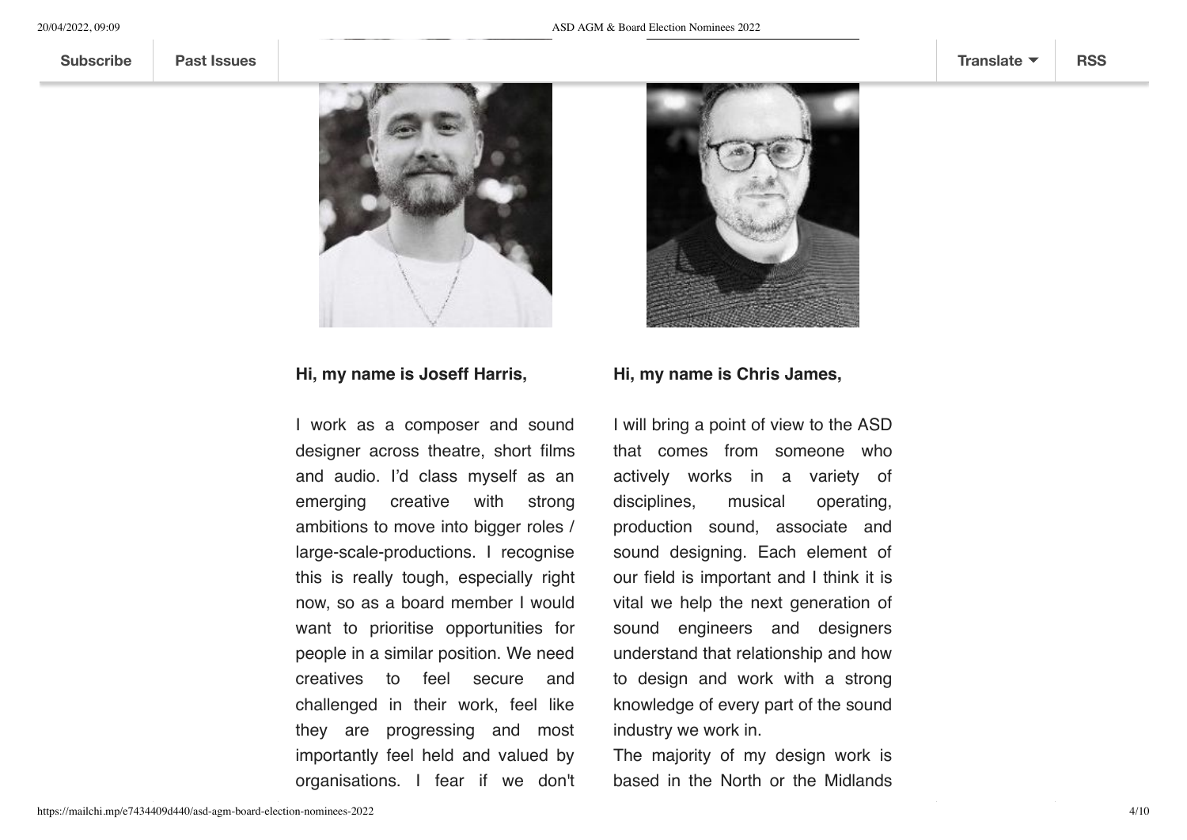**Hi, my name is Joseff Harris,**

I work as a composer and sound designer across theatre, short films and audio. I'd class myself as an emerging creative with strong ambitions to move into bigger roles / large-scale-productions. I recognise this is really tough, especially right now, so as a board member I would want to prioritise opportunities for people in a similar position. We need creatives to feel secure and challenged in their work, feel like they are progressing and most importantly feel held and valued by organisations. I fear if we don't

**Hi, my name is Chris James,**

I will bring a point of view to the ASD that comes from someone who actively works in a variety of disciplines, musical operating, production sound, associate and sound designing. Each element of our field is important and I think it is vital we help the next generation of sound engineers and designers understand that relationship and how to design and work with a strong knowledge of every part of the sound industry we work in.
The majority of my design work is based in the North or the Midlands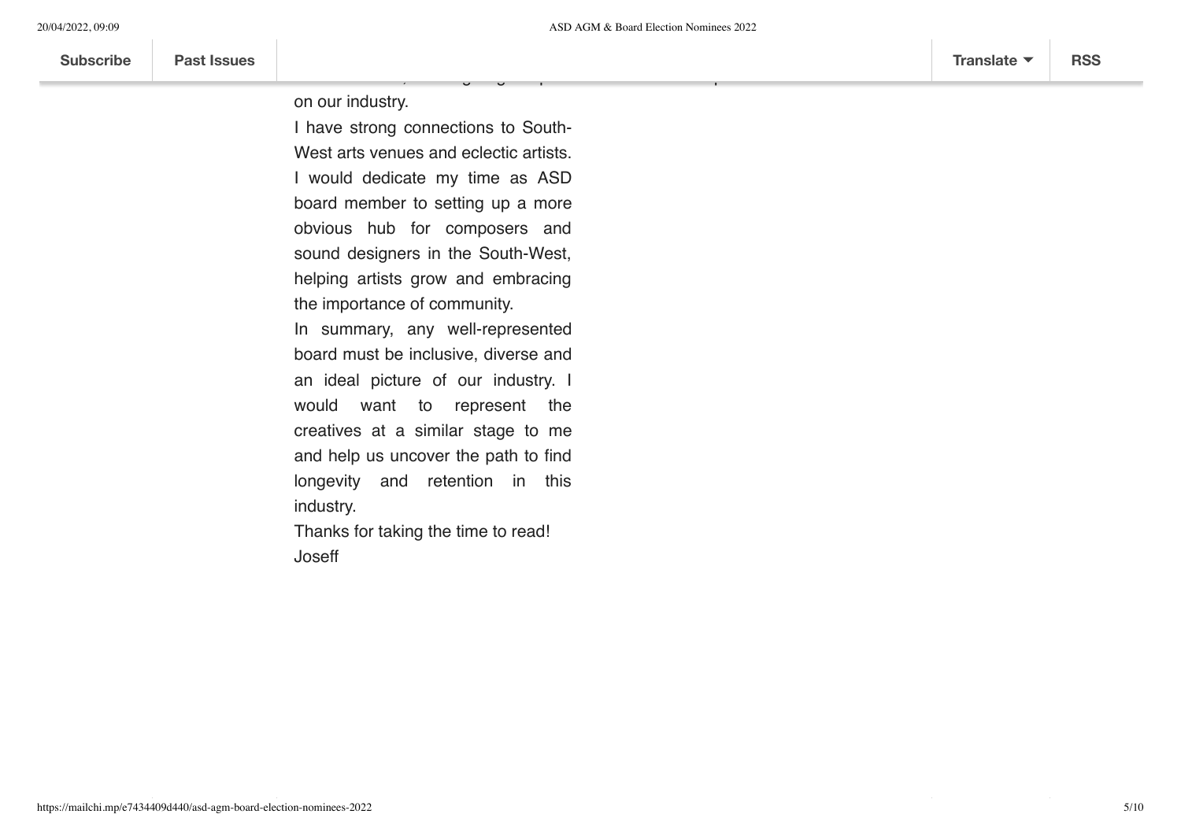on our industry.

I have strong connections to South-West arts venues and eclectic artists. I would dedicate my time as ASD board member to setting up a more obvious hub for composers and sound designers in the South-West, helping artists grow and embracing the importance of community.

In summary, any well-represented board must be inclusive, diverse and an ideal picture of our industry. I would want to represent the creatives at a similar stage to me and help us uncover the path to find longevity and retention in this industry.

Thanks for taking the time to read!

Joseff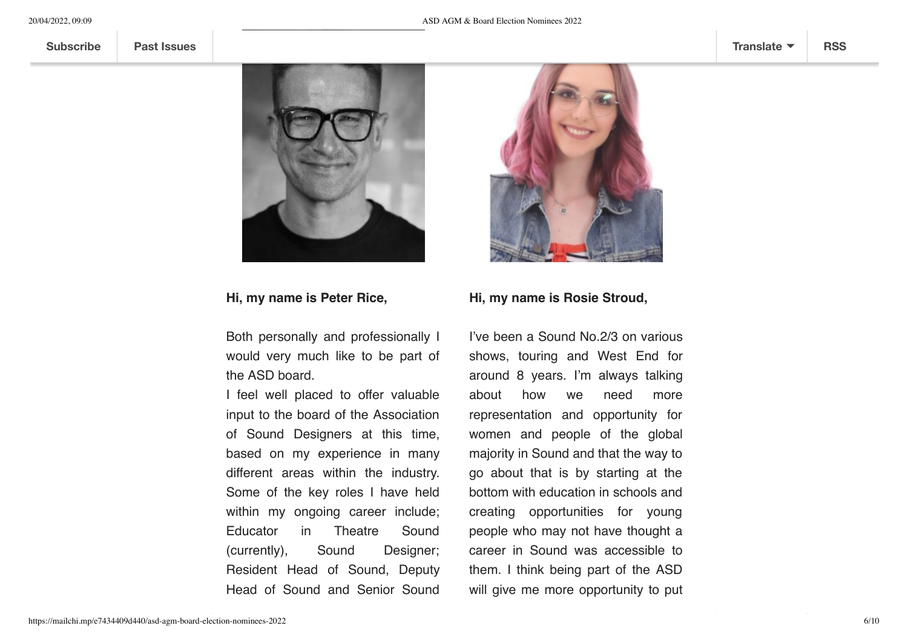**Hi, my name is Peter Rice,**

Both personally and professionally I would very much like to be part of the ASD board.

I feel well placed to offer valuable input to the board of the Association of Sound Designers at this time, based on my experience in many different areas within the industry. Some of the key roles I have held within my ongoing career include; Educator in Theatre Sound (currently), Sound Designer; Resident Head of Sound, Deputy Head of Sound and Senior Sound

**Hi, my name is Rosie Stroud,**

I've been a Sound No.2/3 on various shows, touring and West End for around 8 years. I'm always talking about how we need more representation and opportunity for women and people of the global majority in Sound and that the way to go about that is by starting at the bottom with education in schools and creating opportunities for young people who may not have thought a career in Sound was accessible to them. I think being part of the ASD will give me more opportunity to put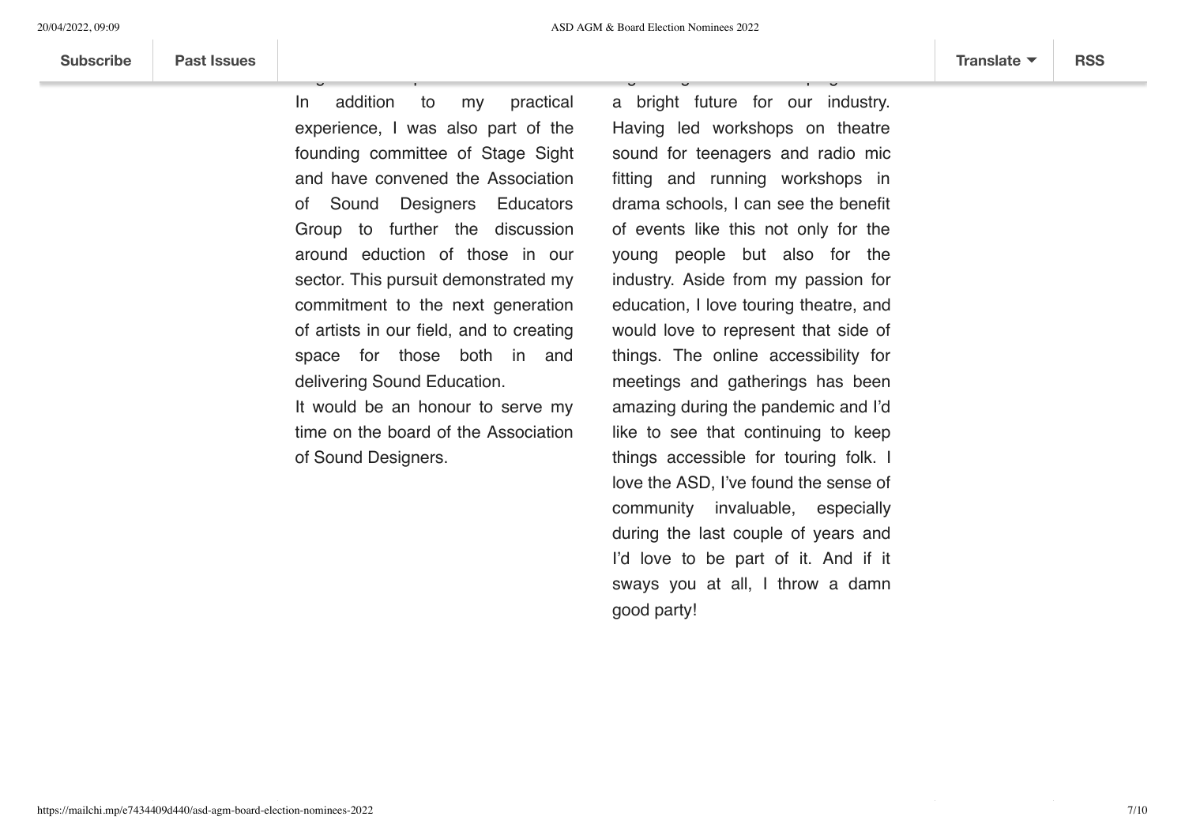In addition to my practical experience, I was also part of the founding committee of Stage Sight and have convened the Association of Sound Designers Educators Group to further the discussion around eduction of those in our sector. This pursuit demonstrated my commitment to the next generation of artists in our field, and to creating space for those both in and delivering Sound Education.

It would be an honour to serve my time on the board of the Association of Sound Designers.

a bright future for our industry. Having led workshops on theatre sound for teenagers and radio mic fitting and running workshops in drama schools, I can see the benefit of events like this not only for the young people but also for the industry. Aside from my passion for education, I love touring theatre, and would love to represent that side of things. The online accessibility for meetings and gatherings has been amazing during the pandemic and I'd like to see that continuing to keep things accessible for touring folk. I love the ASD, I've found the sense of community invaluable, especially during the last couple of years and I'd love to be part of it. And if it sways you at all, I throw a damn good party!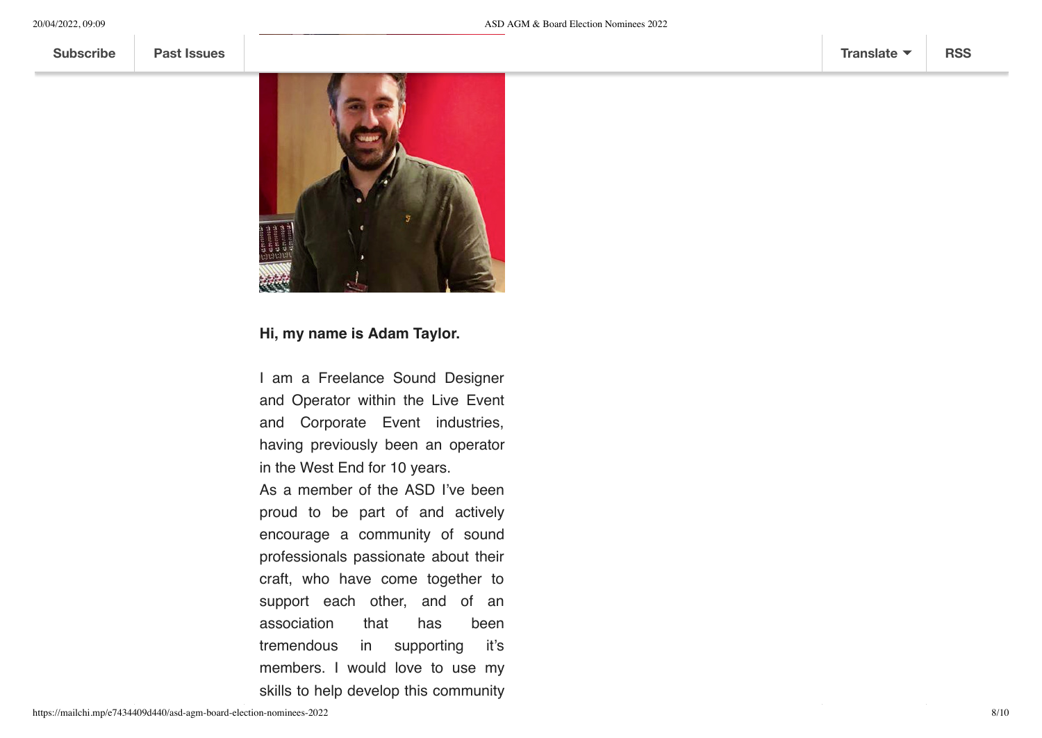**Hi, my name is Adam Taylor.**

I am a Freelance Sound Designer and Operator within the Live Event and Corporate Event industries, having previously been an operator in the West End for 10 years.
As a member of the ASD I've been proud to be part of and actively encourage a community of sound professionals passionate about their craft, who have come together to support each other, and of an association that has been tremendous in supporting it's members. I would love to use my skills to help develop this community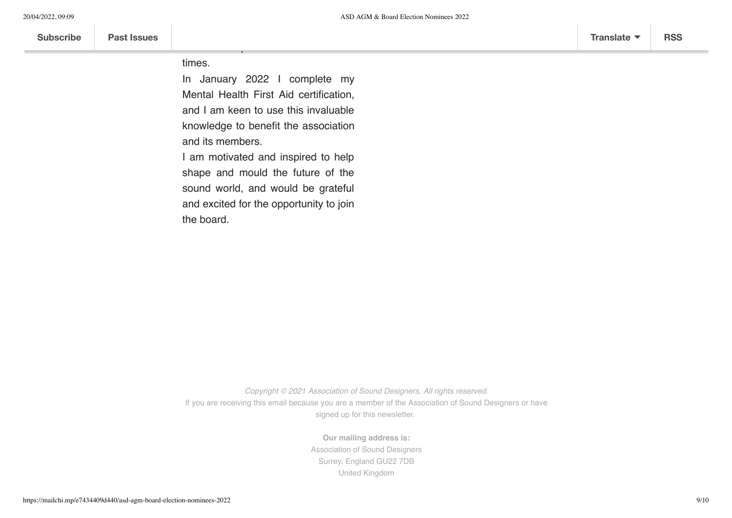times.

In January 2022 I complete my Mental Health First Aid certification, and I am keen to use this invaluable knowledge to benefit the association and its members.

I am motivated and inspired to help shape and mould the future of the sound world, and would be grateful and excited for the opportunity to join the board.

*Copyright © 2021 Association of Sound Designers, All rights reserved.*

If you are receiving this email because you are a member of the Association of Sound Designers or have signed up for this newsletter.

**Our mailing address is:**

Association of Sound Designers
Surrey, England GU22 7DB
United Kingdom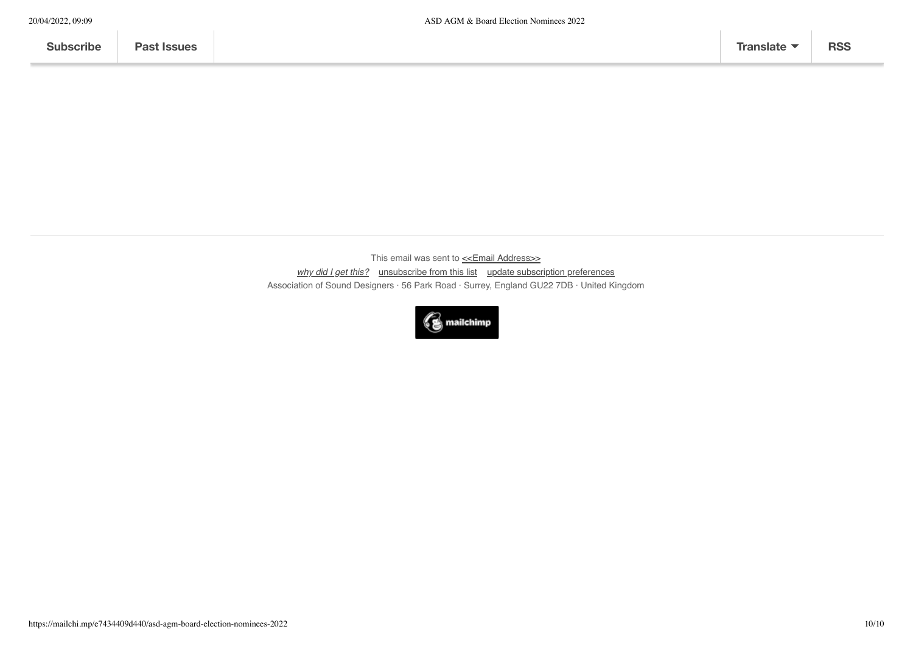Subscribe | Past Issues | Translate | RSS

This email was sent to <<Email Address>>

*why did I get this?* unsubscribe from this list update subscription preferences

Association of Sound Designers · 56 Park Road · Surrey, England GU22 7DB · United Kingdom

mailchimp